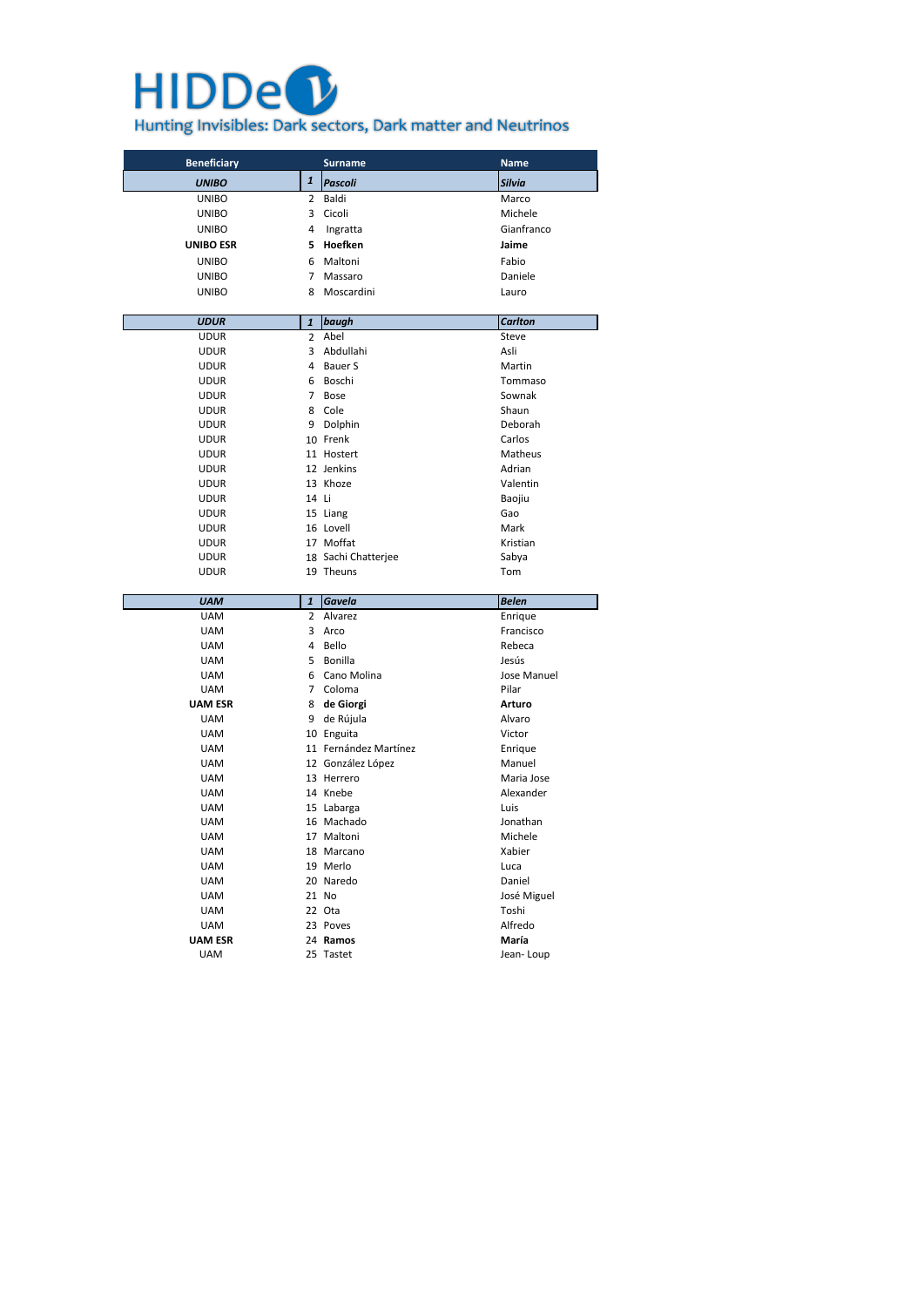# HIDDeν

## Hunting Invisibles: Dark sectors, Dark matter and Neutrinos

| Beneficiary | | Surname | Name |
|---|---|---|---|
| ***UNIBO*** | ***1*** | ***Pascoli*** | ***Silvia*** |
| UNIBO | 2 | Baldi | Marco |
| UNIBO | 3 | Cicoli | Michele |
| UNIBO | 4 | Ingratta | Gianfranco |
| **UNIBO ESR** | **5** | **Hoefken** | **Jaime** |
| UNIBO | 6 | Maltoni | Fabio |
| UNIBO | 7 | Massaro | Daniele |
| UNIBO | 8 | Moscardini | Lauro |
| | | | |
| ***UDUR*** | ***1*** | ***baugh*** | ***Carlton*** |
| UDUR | 2 | Abel | Steve |
| UDUR | 3 | Abdullahi | Asli |
| UDUR | 4 | Bauer S | Martin |
| UDUR | 6 | Boschi | Tommaso |
| UDUR | 7 | Bose | Sownak |
| UDUR | 8 | Cole | Shaun |
| UDUR | 9 | Dolphin | Deborah |
| UDUR | 10 | Frenk | Carlos |
| UDUR | 11 | Hostert | Matheus |
| UDUR | 12 | Jenkins | Adrian |
| UDUR | 13 | Khoze | Valentin |
| UDUR | 14 | Li | Baojiu |
| UDUR | 15 | Liang | Gao |
| UDUR | 16 | Lovell | Mark |
| UDUR | 17 | Moffat | Kristian |
| UDUR | 18 | Sachi Chatterjee | Sabya |
| UDUR | 19 | Theuns | Tom |
| | | | |
| ***UAM*** | ***1*** | ***Gavela*** | ***Belen*** |
| UAM | 2 | Alvarez | Enrique |
| UAM | 3 | Arco | Francisco |
| UAM | 4 | Bello | Rebeca |
| UAM | 5 | Bonilla | Jesús |
| UAM | 6 | Cano Molina | Jose Manuel |
| UAM | 7 | Coloma | Pilar |
| **UAM ESR** | 8 | **de Giorgi** | **Arturo** |
| UAM | 9 | de Rújula | Alvaro |
| UAM | 10 | Enguita | Victor |
| UAM | 11 | Fernández Martínez | Enrique |
| UAM | 12 | González López | Manuel |
| UAM | 13 | Herrero | Maria Jose |
| UAM | 14 | Knebe | Alexander |
| UAM | 15 | Labarga | Luis |
| UAM | 16 | Machado | Jonathan |
| UAM | 17 | Maltoni | Michele |
| UAM | 18 | Marcano | Xabier |
| UAM | 19 | Merlo | Luca |
| UAM | 20 | Naredo | Daniel |
| UAM | 21 | No | José Miguel |
| UAM | 22 | Ota | Toshi |
| UAM | 23 | Poves | Alfredo |
| **UAM ESR** | 24 | **Ramos** | **María** |
| UAM | 25 | Tastet | Jean- Loup |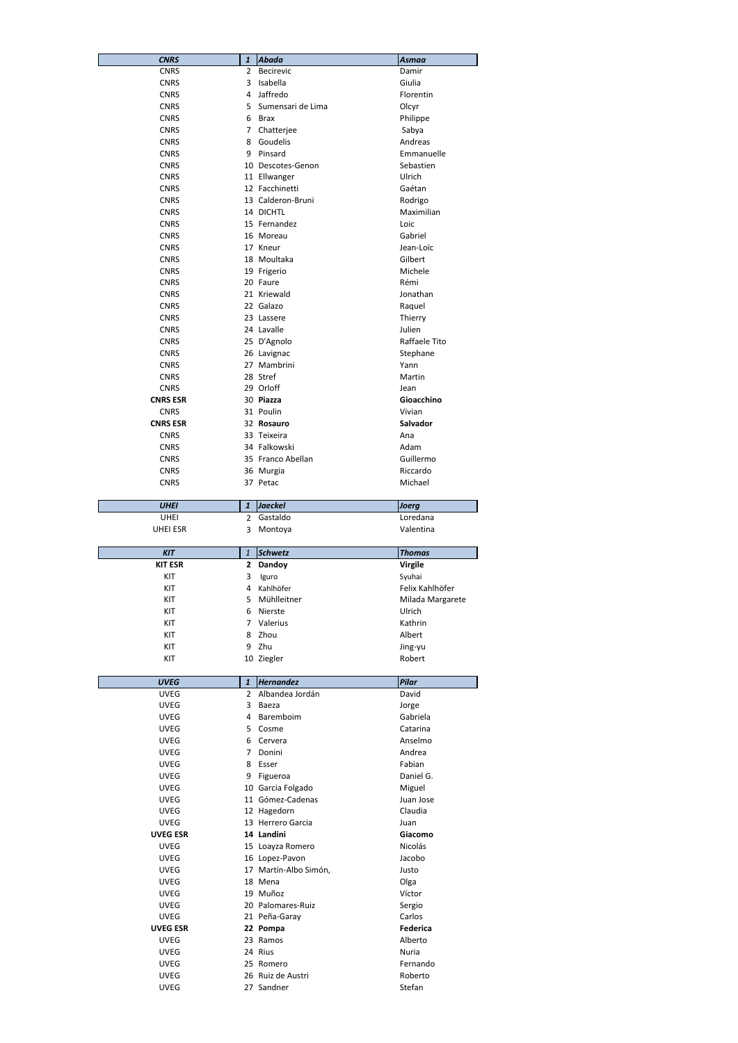| *CNRS* | *1* | *Abada* | *Asmaa* |
|---|---|---|---|
| CNRS | 2 | Becirevic | Damir |
| CNRS | 3 | Isabella | Giulia |
| CNRS | 4 | Jaffredo | Florentin |
| CNRS | 5 | Sumensari de Lima | Olcyr |
| CNRS | 6 | Brax | Philippe |
| CNRS | 7 | Chatterjee | Sabya |
| CNRS | 8 | Goudelis | Andreas |
| CNRS | 9 | Pinsard | Emmanuelle |
| CNRS | 10 | Descotes-Genon | Sebastien |
| CNRS | 11 | Ellwanger | Ulrich |
| CNRS | 12 | Facchinetti | Gaétan |
| CNRS | 13 | Calderon-Bruni | Rodrigo |
| CNRS | 14 | DICHTL | Maximilian |
| CNRS | 15 | Fernandez | Loic |
| CNRS | 16 | Moreau | Gabriel |
| CNRS | 17 | Kneur | Jean-Loïc |
| CNRS | 18 | Moultaka | Gilbert |
| CNRS | 19 | Frigerio | Michele |
| CNRS | 20 | Faure | Rémi |
| CNRS | 21 | Kriewald | Jonathan |
| CNRS | 22 | Galazo | Raquel |
| CNRS | 23 | Lassere | Thierry |
| CNRS | 24 | Lavalle | Julien |
| CNRS | 25 | D'Agnolo | Raffaele Tito |
| CNRS | 26 | Lavignac | Stephane |
| CNRS | 27 | Mambrini | Yann |
| CNRS | 28 | Stref | Martin |
| CNRS | 29 | Orloff | Jean |
| **CNRS ESR** | 30 | **Piazza** | **Gioacchino** |
| CNRS | 31 | Poulin | Vivian |
| **CNRS ESR** | 32 | **Rosauro** | **Salvador** |
| CNRS | 33 | Teixeira | Ana |
| CNRS | 34 | Falkowski | Adam |
| CNRS | 35 | Franco Abellan | Guillermo |
| CNRS | 36 | Murgia | Riccardo |
| CNRS | 37 | Petac | Michael |

| *UHEI* | *1* | *Jaeckel* | *Joerg* |
|---|---|---|---|
| UHEI | 2 | Gastaldo | Loredana |
| UHEI ESR | 3 | Montoya | Valentina |

| *KIT* | *1* | *Schwetz* | *Thomas* |
|---|---|---|---|
| **KIT ESR** | **2** | **Dandoy** | **Virgile** |
| KIT | 3 | Iguro | Syuhai |
| KIT | 4 | Kahlhöfer | Felix Kahlhöfer |
| KIT | 5 | Mühlleitner | Milada Margarete |
| KIT | 6 | Nierste | Ulrich |
| KIT | 7 | Valerius | Kathrin |
| KIT | 8 | Zhou | Albert |
| KIT | 9 | Zhu | Jing-yu |
| KIT | 10 | Ziegler | Robert |

| *UVEG* | *1* | *Hernandez* | *Pilar* |
|---|---|---|---|
| UVEG | 2 | Albandea Jordán | David |
| UVEG | 3 | Baeza | Jorge |
| UVEG | 4 | Baremboim | Gabriela |
| UVEG | 5 | Cosme | Catarina |
| UVEG | 6 | Cervera | Anselmo |
| UVEG | 7 | Donini | Andrea |
| UVEG | 8 | Esser | Fabian |
| UVEG | 9 | Figueroa | Daniel G. |
| UVEG | 10 | Garcia Folgado | Miguel |
| UVEG | 11 | Gómez-Cadenas | Juan Jose |
| UVEG | 12 | Hagedorn | Claudia |
| UVEG | 13 | Herrero Garcia | Juan |
| **UVEG ESR** | **14** | **Landini** | **Giacomo** |
| UVEG | 15 | Loayza Romero | Nicolás |
| UVEG | 16 | Lopez-Pavon | Jacobo |
| UVEG | 17 | Martín-Albo Simón, | Justo |
| UVEG | 18 | Mena | Olga |
| UVEG | 19 | Muñoz | Víctor |
| UVEG | 20 | Palomares-Ruiz | Sergio |
| UVEG | 21 | Peña-Garay | Carlos |
| **UVEG ESR** | **22** | **Pompa** | **Federica** |
| UVEG | 23 | Ramos | Alberto |
| UVEG | 24 | Rius | Nuria |
| UVEG | 25 | Romero | Fernando |
| UVEG | 26 | Ruiz de Austri | Roberto |
| UVEG | 27 | Sandner | Stefan |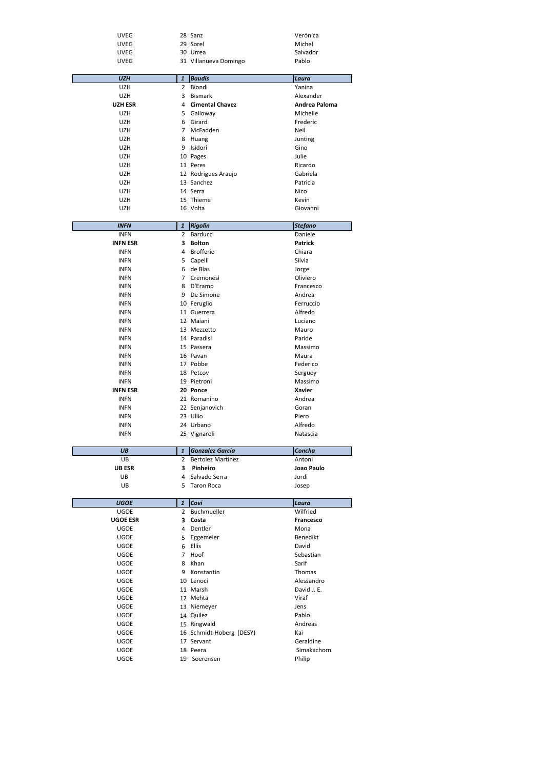| | | | |
|---|---|---|---|
| UVEG | 28 | Sanz | Verónica |
| UVEG | 29 | Sorel | Michel |
| UVEG | 30 | Urrea | Salvador |
| UVEG | 31 | Villanueva Domingo | Pablo |

| ***UZH*** | ***1*** | ***Baudis*** | ***Laura*** |
|---|---|---|---|
| UZH | 2 | Biondi | Yanina |
| UZH | 3 | Bismark | Alexander |
| **UZH ESR** | 4 | **Cimental Chavez** | **Andrea Paloma** |
| UZH | 5 | Galloway | Michelle |
| UZH | 6 | Girard | Frederic |
| UZH | 7 | McFadden | Neil |
| UZH | 8 | Huang | Junting |
| UZH | 9 | Isidori | Gino |
| UZH | 10 | Pages | Julie |
| UZH | 11 | Peres | Ricardo |
| UZH | 12 | Rodrigues Araujo | Gabriela |
| UZH | 13 | Sanchez | Patricia |
| UZH | 14 | Serra | Nico |
| UZH | 15 | Thieme | Kevin |
| UZH | 16 | Volta | Giovanni |

| ***INFN*** | ***1*** | ***Rigolin*** | ***Stefano*** |
|---|---|---|---|
| INFN | 2 | Barducci | Daniele |
| **INFN ESR** | **3** | **Bolton** | **Patrick** |
| INFN | 4 | Brofferio | Chiara |
| INFN | 5 | Capelli | Silvia |
| INFN | 6 | de Blas | Jorge |
| INFN | 7 | Cremonesi | Oliviero |
| INFN | 8 | D'Eramo | Francesco |
| INFN | 9 | De Simone | Andrea |
| INFN | 10 | Feruglio | Ferruccio |
| INFN | 11 | Guerrera | Alfredo |
| INFN | 12 | Maiani | Luciano |
| INFN | 13 | Mezzetto | Mauro |
| INFN | 14 | Paradisi | Paride |
| INFN | 15 | Passera | Massimo |
| INFN | 16 | Pavan | Maura |
| INFN | 17 | Pobbe | Federico |
| INFN | 18 | Petcov | Serguey |
| INFN | 19 | Pietroni | Massimo |
| **INFN ESR** | **20** | **Ponce** | **Xavier** |
| INFN | 21 | Romanino | Andrea |
| INFN | 22 | Senjanovich | Goran |
| INFN | 23 | Ullio | Piero |
| INFN | 24 | Urbano | Alfredo |
| INFN | 25 | Vignaroli | Natascia |

| ***UB*** | ***1*** | ***Gonzalez Garcia*** | ***Concha*** |
|---|---|---|---|
| UB | 2 | Bertolez Martinez | Antoni |
| **UB ESR** | **3** | **Pinheiro** | **Joao Paulo** |
| UB | 4 | Salvado Serra | Jordi |
| UB | 5 | Taron Roca | Josep |

| ***UGOE*** | ***1*** | ***Covi*** | ***Laura*** |
|---|---|---|---|
| UGOE | 2 | Buchmueller | Wilfried |
| **UGOE ESR** | **3** | **Costa** | **Francesco** |
| UGOE | 4 | Dentler | Mona |
| UGOE | 5 | Eggemeier | Benedikt |
| UGOE | 6 | Ellis | David |
| UGOE | 7 | Hoof | Sebastian |
| UGOE | 8 | Khan | Sarif |
| UGOE | 9 | Konstantin | Thomas |
| UGOE | 10 | Lenoci | Alessandro |
| UGOE | 11 | Marsh | David J. E. |
| UGOE | 12 | Mehta | Viraf |
| UGOE | 13 | Niemeyer | Jens |
| UGOE | 14 | Quilez | Pablo |
| UGOE | 15 | Ringwald | Andreas |
| UGOE | 16 | Schmidt-Hoberg (DESY) | Kai |
| UGOE | 17 | Servant | Geraldine |
| UGOE | 18 | Peera | Simakachorn |
| UGOE | 19 | Soerensen | Philip |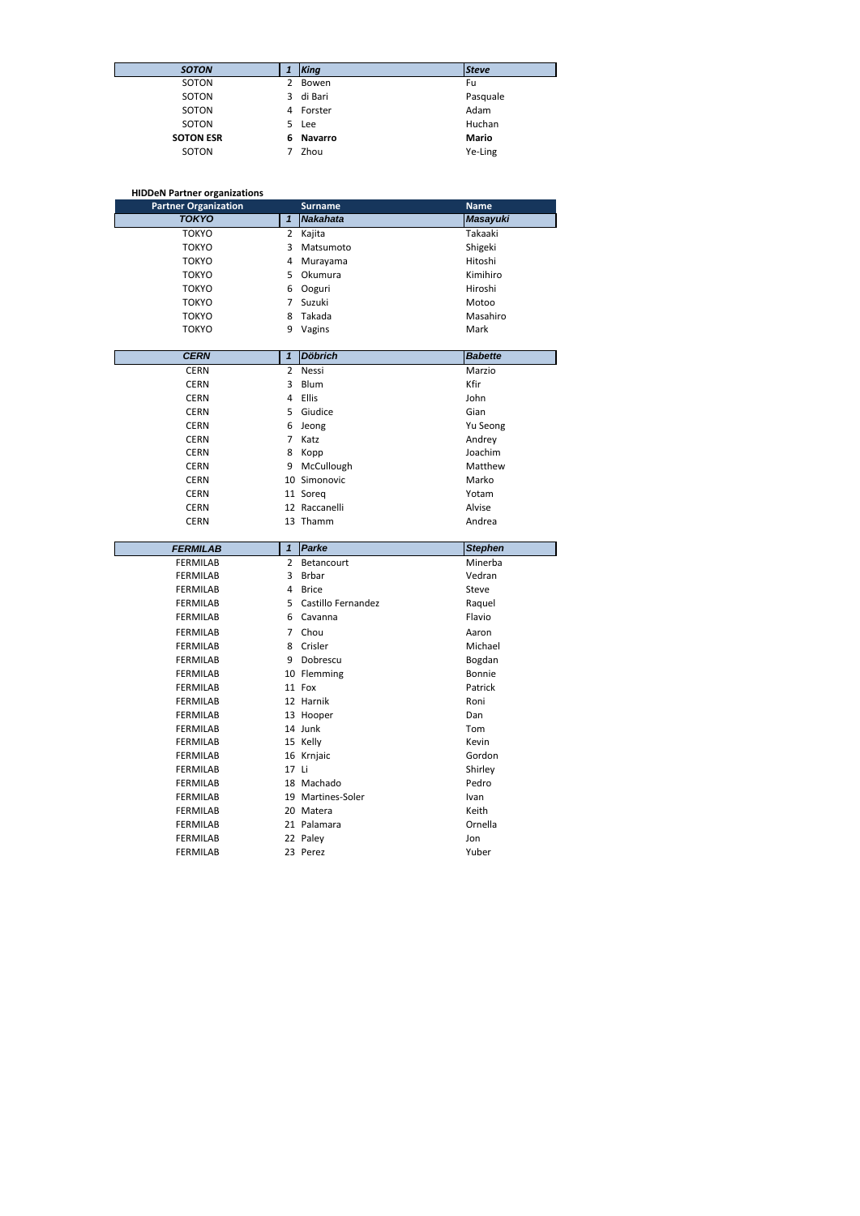| | | | |
|---|---|---|---|
| ***SOTON*** | ***1*** | ***King*** | ***Steve*** |
| SOTON | 2 | Bowen | Fu |
| SOTON | 3 | di Bari | Pasquale |
| SOTON | 4 | Forster | Adam |
| SOTON | 5 | Lee | Huchan |
| **SOTON ESR** | **6** | **Navarro** | **Mario** |
| SOTON | 7 | Zhou | Ye-Ling |

**HIDDeN Partner organizations**

| Partner Organization | | Surname | Name |
|---|---|---|---|
| ***TOKYO*** | ***1*** | ***Nakahata*** | ***Masayuki*** |
| TOKYO | 2 | Kajita | Takaaki |
| TOKYO | 3 | Matsumoto | Shigeki |
| TOKYO | 4 | Murayama | Hitoshi |
| TOKYO | 5 | Okumura | Kimihiro |
| TOKYO | 6 | Ooguri | Hiroshi |
| TOKYO | 7 | Suzuki | Motoo |
| TOKYO | 8 | Takada | Masahiro |
| TOKYO | 9 | Vagins | Mark |
| ***CERN*** | ***1*** | ***Döbrich*** | ***Babette*** |
| CERN | 2 | Nessi | Marzio |
| CERN | 3 | Blum | Kfir |
| CERN | 4 | Ellis | John |
| CERN | 5 | Giudice | Gian |
| CERN | 6 | Jeong | Yu Seong |
| CERN | 7 | Katz | Andrey |
| CERN | 8 | Kopp | Joachim |
| CERN | 9 | McCullough | Matthew |
| CERN | 10 | Simonovic | Marko |
| CERN | 11 | Soreq | Yotam |
| CERN | 12 | Raccanelli | Alvise |
| CERN | 13 | Thamm | Andrea |
| ***FERMILAB*** | ***1*** | ***Parke*** | ***Stephen*** |
| FERMILAB | 2 | Betancourt | Minerba |
| FERMILAB | 3 | Brbar | Vedran |
| FERMILAB | 4 | Brice | Steve |
| FERMILAB | 5 | Castillo Fernandez | Raquel |
| FERMILAB | 6 | Cavanna | Flavio |
| FERMILAB | 7 | Chou | Aaron |
| FERMILAB | 8 | Crisler | Michael |
| FERMILAB | 9 | Dobrescu | Bogdan |
| FERMILAB | 10 | Flemming | Bonnie |
| FERMILAB | 11 | Fox | Patrick |
| FERMILAB | 12 | Harnik | Roni |
| FERMILAB | 13 | Hooper | Dan |
| FERMILAB | 14 | Junk | Tom |
| FERMILAB | 15 | Kelly | Kevin |
| FERMILAB | 16 | Krnjaic | Gordon |
| FERMILAB | 17 | Li | Shirley |
| FERMILAB | 18 | Machado | Pedro |
| FERMILAB | 19 | Martines-Soler | Ivan |
| FERMILAB | 20 | Matera | Keith |
| FERMILAB | 21 | Palamara | Ornella |
| FERMILAB | 22 | Paley | Jon |
| FERMILAB | 23 | Perez | Yuber |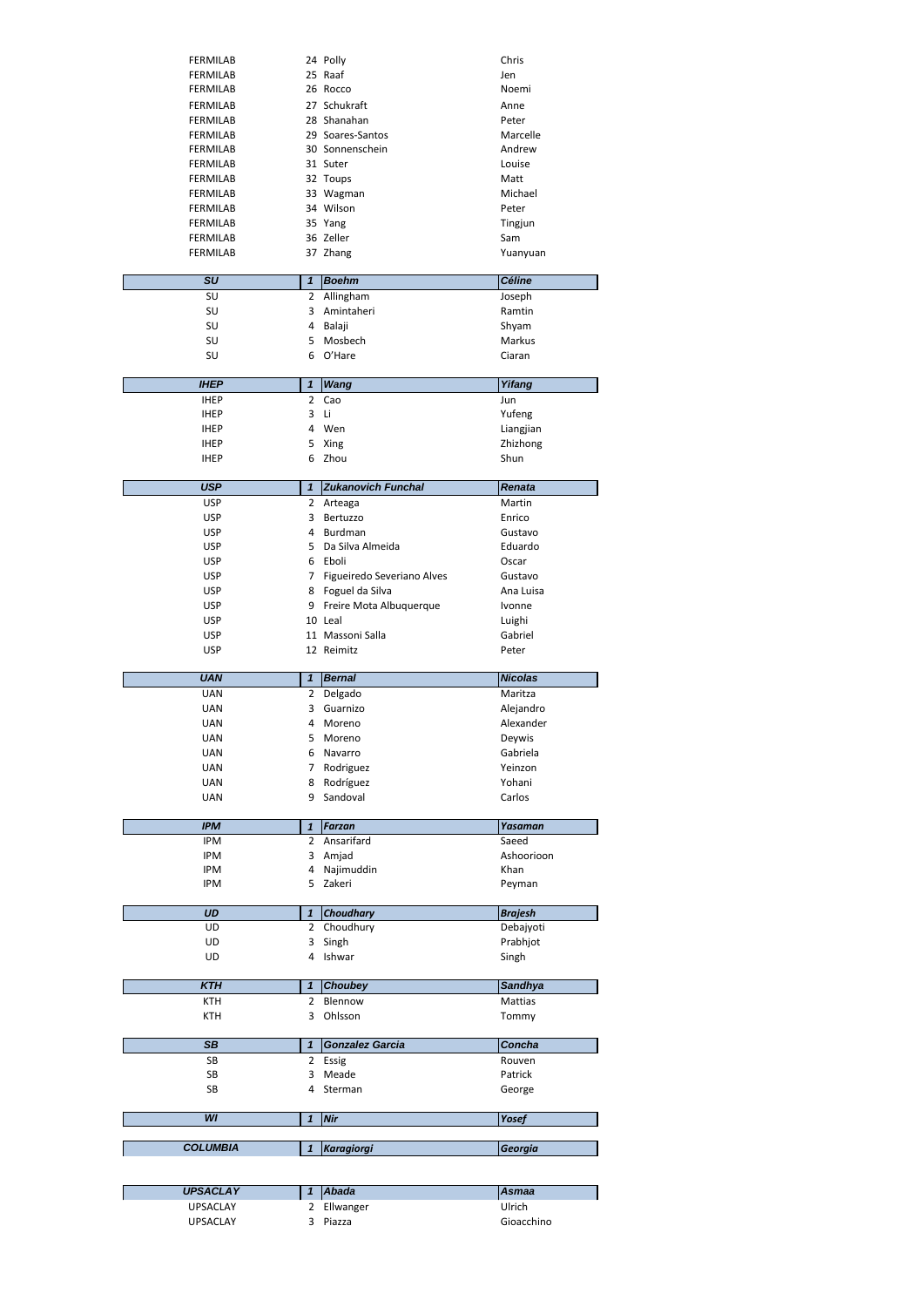| Institution | # | Last Name | First Name |
|---|---|---|---|
| FERMILAB | 24 | Polly | Chris |
| FERMILAB | 25 | Raaf | Jen |
| FERMILAB | 26 | Rocco | Noemi |
| FERMILAB | 27 | Schukraft | Anne |
| FERMILAB | 28 | Shanahan | Peter |
| FERMILAB | 29 | Soares-Santos | Marcelle |
| FERMILAB | 30 | Sonnenschein | Andrew |
| FERMILAB | 31 | Suter | Louise |
| FERMILAB | 32 | Toups | Matt |
| FERMILAB | 33 | Wagman | Michael |
| FERMILAB | 34 | Wilson | Peter |
| FERMILAB | 35 | Yang | Tingjun |
| FERMILAB | 36 | Zeller | Sam |
| FERMILAB | 37 | Zhang | Yuanyuan |
| ***SU*** | ***1*** | ***Boehm*** | ***Céline*** |
| SU | 2 | Allingham | Joseph |
| SU | 3 | Amintaheri | Ramtin |
| SU | 4 | Balaji | Shyam |
| SU | 5 | Mosbech | Markus |
| SU | 6 | O'Hare | Ciaran |
| ***IHEP*** | ***1*** | ***Wang*** | ***Yifang*** |
| IHEP | 2 | Cao | Jun |
| IHEP | 3 | Li | Yufeng |
| IHEP | 4 | Wen | Liangjian |
| IHEP | 5 | Xing | Zhizhong |
| IHEP | 6 | Zhou | Shun |
| ***USP*** | ***1*** | ***Zukanovich Funchal*** | ***Renata*** |
| USP | 2 | Arteaga | Martin |
| USP | 3 | Bertuzzo | Enrico |
| USP | 4 | Burdman | Gustavo |
| USP | 5 | Da Silva Almeida | Eduardo |
| USP | 6 | Eboli | Oscar |
| USP | 7 | Figueiredo Severiano Alves | Gustavo |
| USP | 8 | Foguel da Silva | Ana Luisa |
| USP | 9 | Freire Mota Albuquerque | Ivonne |
| USP | 10 | Leal | Luighi |
| USP | 11 | Massoni Salla | Gabriel |
| USP | 12 | Reimitz | Peter |
| ***UAN*** | ***1*** | ***Bernal*** | ***Nicolas*** |
| UAN | 2 | Delgado | Maritza |
| UAN | 3 | Guarnizo | Alejandro |
| UAN | 4 | Moreno | Alexander |
| UAN | 5 | Moreno | Deywis |
| UAN | 6 | Navarro | Gabriela |
| UAN | 7 | Rodriguez | Yeinzon |
| UAN | 8 | Rodríguez | Yohani |
| UAN | 9 | Sandoval | Carlos |
| ***IPM*** | ***1*** | ***Farzan*** | ***Yasaman*** |
| IPM | 2 | Ansarifard | Saeed |
| IPM | 3 | Amjad | Ashoorioon |
| IPM | 4 | Najimuddin | Khan |
| IPM | 5 | Zakeri | Peyman |
| ***UD*** | ***1*** | ***Choudhary*** | ***Brajesh*** |
| UD | 2 | Choudhury | Debajyoti |
| UD | 3 | Singh | Prabhjot |
| UD | 4 | Ishwar | Singh |
| ***KTH*** | ***1*** | ***Choubey*** | ***Sandhya*** |
| KTH | 2 | Blennow | Mattias |
| KTH | 3 | Ohlsson | Tommy |
| ***SB*** | ***1*** | ***Gonzalez Garcia*** | ***Concha*** |
| SB | 2 | Essig | Rouven |
| SB | 3 | Meade | Patrick |
| SB | 4 | Sterman | George |
| ***WI*** | ***1*** | ***Nir*** | ***Yosef*** |
| ***COLUMBIA*** | ***1*** | ***Karagiorgi*** | ***Georgia*** |
| ***UPSACLAY*** | ***1*** | ***Abada*** | ***Asmaa*** |
| UPSACLAY | 2 | Ellwanger | Ulrich |
| UPSACLAY | 3 | Piazza | Gioacchino |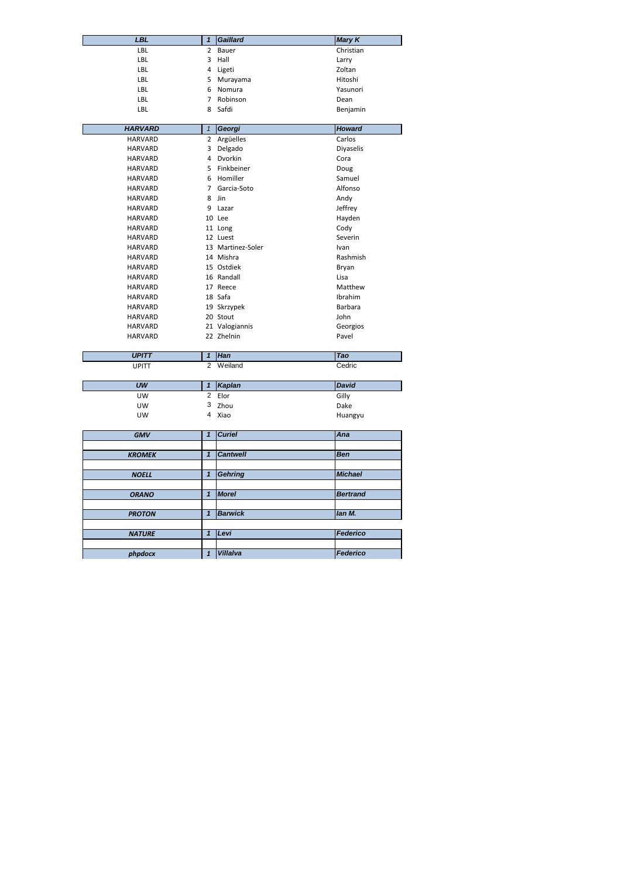| | | | |
|---|---|---|---|
| ***LBL*** | ***1*** | ***Gaillard*** | ***Mary K*** |
| LBL | 2 | Bauer | Christian |
| LBL | 3 | Hall | Larry |
| LBL | 4 | Ligeti | Zoltan |
| LBL | 5 | Murayama | Hitoshi |
| LBL | 6 | Nomura | Yasunori |
| LBL | 7 | Robinson | Dean |
| LBL | 8 | Safdi | Benjamin |
| | | | |
| ***HARVARD*** | *1* | ***Georgi*** | ***Howard*** |
| HARVARD | 2 | Argüelles | Carlos |
| HARVARD | 3 | Delgado | Diyaselis |
| HARVARD | 4 | Dvorkin | Cora |
| HARVARD | 5 | Finkbeiner | Doug |
| HARVARD | 6 | Homiller | Samuel |
| HARVARD | 7 | Garcia-Soto | Alfonso |
| HARVARD | 8 | Jin | Andy |
| HARVARD | 9 | Lazar | Jeffrey |
| HARVARD | 10 | Lee | Hayden |
| HARVARD | 11 | Long | Cody |
| HARVARD | 12 | Luest | Severin |
| HARVARD | 13 | Martinez-Soler | Ivan |
| HARVARD | 14 | Mishra | Rashmish |
| HARVARD | 15 | Ostdiek | Bryan |
| HARVARD | 16 | Randall | Lisa |
| HARVARD | 17 | Reece | Matthew |
| HARVARD | 18 | Safa | Ibrahim |
| HARVARD | 19 | Skrzypek | Barbara |
| HARVARD | 20 | Stout | John |
| HARVARD | 21 | Valogiannis | Georgios |
| HARVARD | 22 | Zhelnin | Pavel |
| | | | |
| ***UPITT*** | ***1*** | ***Han*** | ***Tao*** |
| UPITT | 2 | Weiland | Cedric |
| | | | |
| ***UW*** | ***1*** | ***Kaplan*** | ***David*** |
| UW | 2 | Elor | Gilly |
| UW | 3 | Zhou | Dake |
| UW | 4 | Xiao | Huangyu |
| | | | |
| ***GMV*** | ***1*** | ***Curiel*** | ***Ana*** |
| | | | |
| ***KROMEK*** | ***1*** | ***Cantwell*** | ***Ben*** |
| | | | |
| ***NOELL*** | ***1*** | ***Gehring*** | ***Michael*** |
| | | | |
| ***ORANO*** | ***1*** | ***Morel*** | ***Bertrand*** |
| | | | |
| ***PROTON*** | ***1*** | ***Barwick*** | ***Ian M.*** |
| | | | |
| ***NATURE*** | ***1*** | ***Levi*** | ***Federico*** |
| | | | |
| ***phpdocx*** | ***1*** | ***Villalva*** | ***Federico*** |